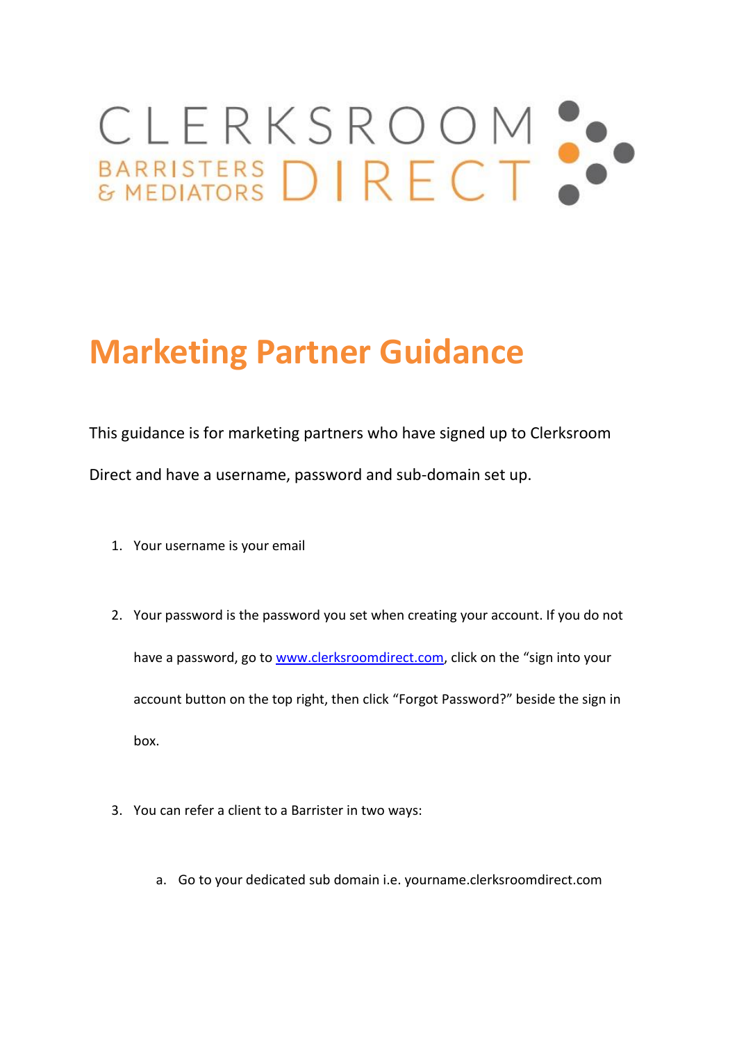CLERKSROOM BARRISTERS & MEDIATORS DIRECT

# Marketing Partner Guidance

This guidance is for marketing partners who have signed up to Clerksroom Direct and have a username, password and sub-domain set up.

1. Your username is your email

2. Your password is the password you set when creating your account. If you do not have a password, go to www.clerksroomdirect.com, click on the "sign into your account button on the top right, then click "Forgot Password?" beside the sign in box.

3. You can refer a client to a Barrister in two ways:

   a. Go to your dedicated sub domain i.e. yourname.clerksroomdirect.com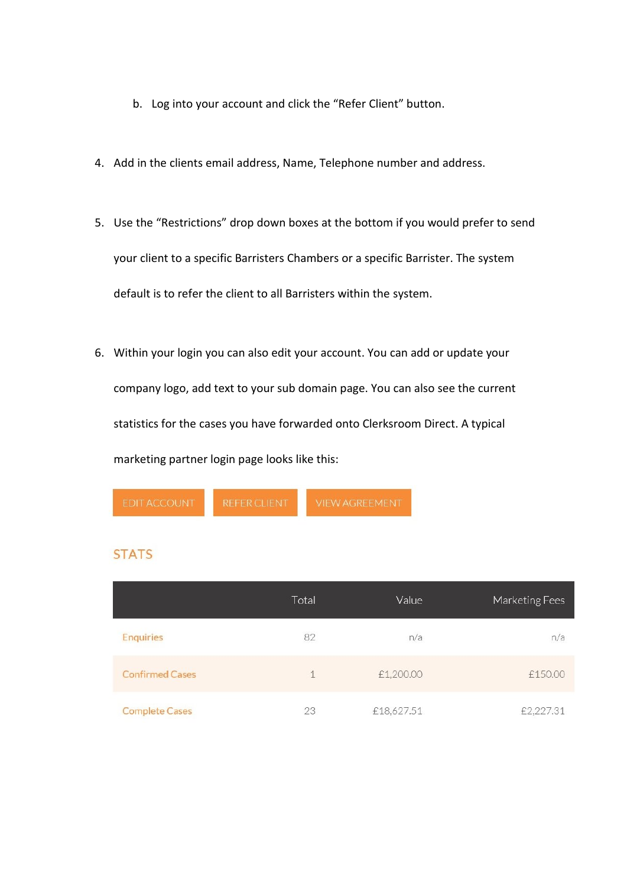b. Log into your account and click the “Refer Client” button.

4. Add in the clients email address, Name, Telephone number and address.

5. Use the “Restrictions” drop down boxes at the bottom if you would prefer to send your client to a specific Barristers Chambers or a specific Barrister. The system default is to refer the client to all Barristers within the system.

6. Within your login you can also edit your account. You can add or update your company logo, add text to your sub domain page. You can also see the current statistics for the cases you have forwarded onto Clerksroom Direct. A typical marketing partner login page looks like this:

EDIT ACCOUNT REFER CLIENT VIEW AGREEMENT

STATS

| | Total | Value | Marketing Fees |
|---|---|---|---|
| Enquiries | 82 | n/a | n/a |
| Confirmed Cases | 1 | £1,200.00 | £150.00 |
| Complete Cases | 23 | £18,627.51 | £2,227.31 |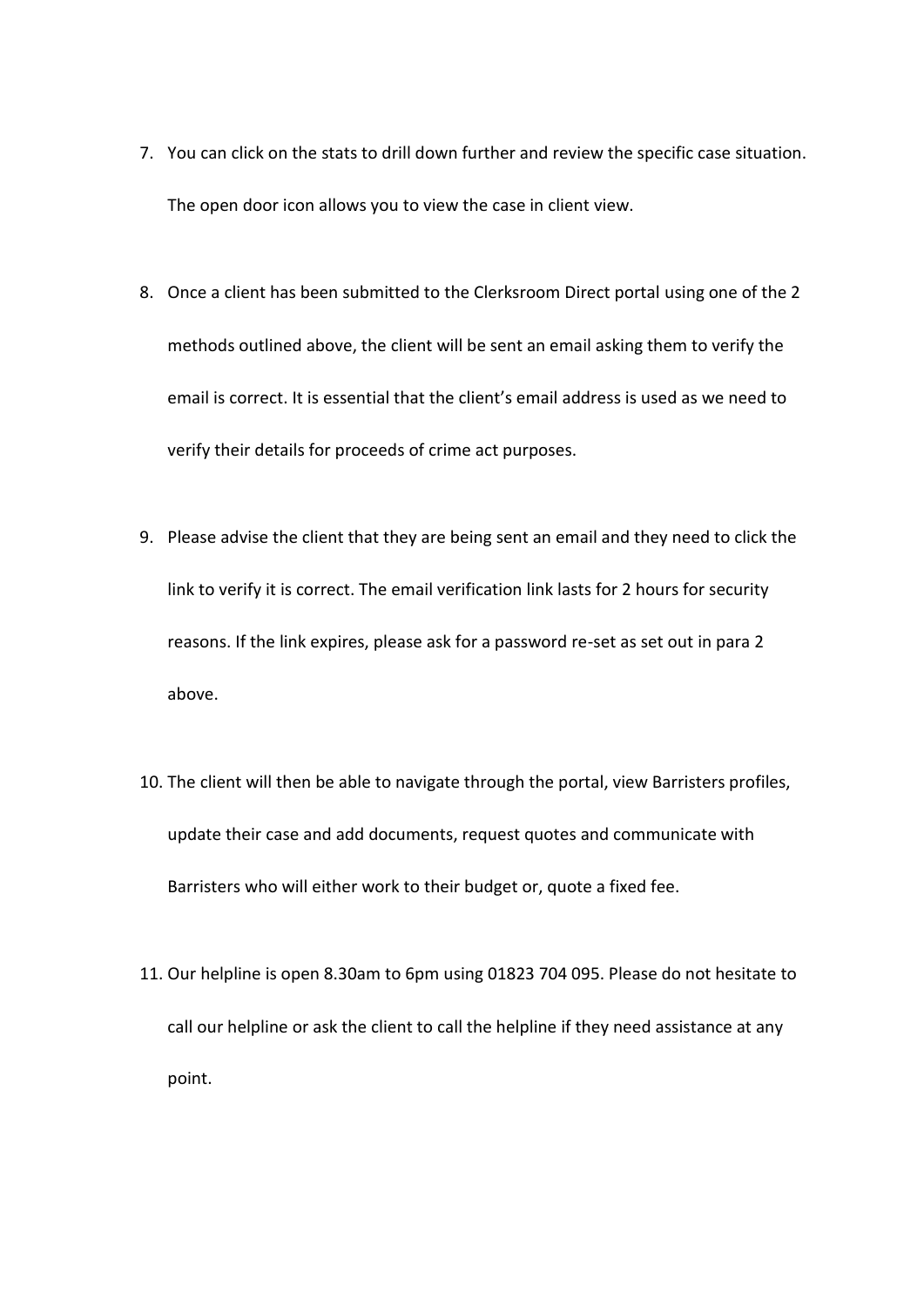7. You can click on the stats to drill down further and review the specific case situation. The open door icon allows you to view the case in client view.

8. Once a client has been submitted to the Clerksroom Direct portal using one of the 2 methods outlined above, the client will be sent an email asking them to verify the email is correct. It is essential that the client's email address is used as we need to verify their details for proceeds of crime act purposes.

9. Please advise the client that they are being sent an email and they need to click the link to verify it is correct. The email verification link lasts for 2 hours for security reasons. If the link expires, please ask for a password re-set as set out in para 2 above.

10. The client will then be able to navigate through the portal, view Barristers profiles, update their case and add documents, request quotes and communicate with Barristers who will either work to their budget or, quote a fixed fee.

11. Our helpline is open 8.30am to 6pm using 01823 704 095. Please do not hesitate to call our helpline or ask the client to call the helpline if they need assistance at any point.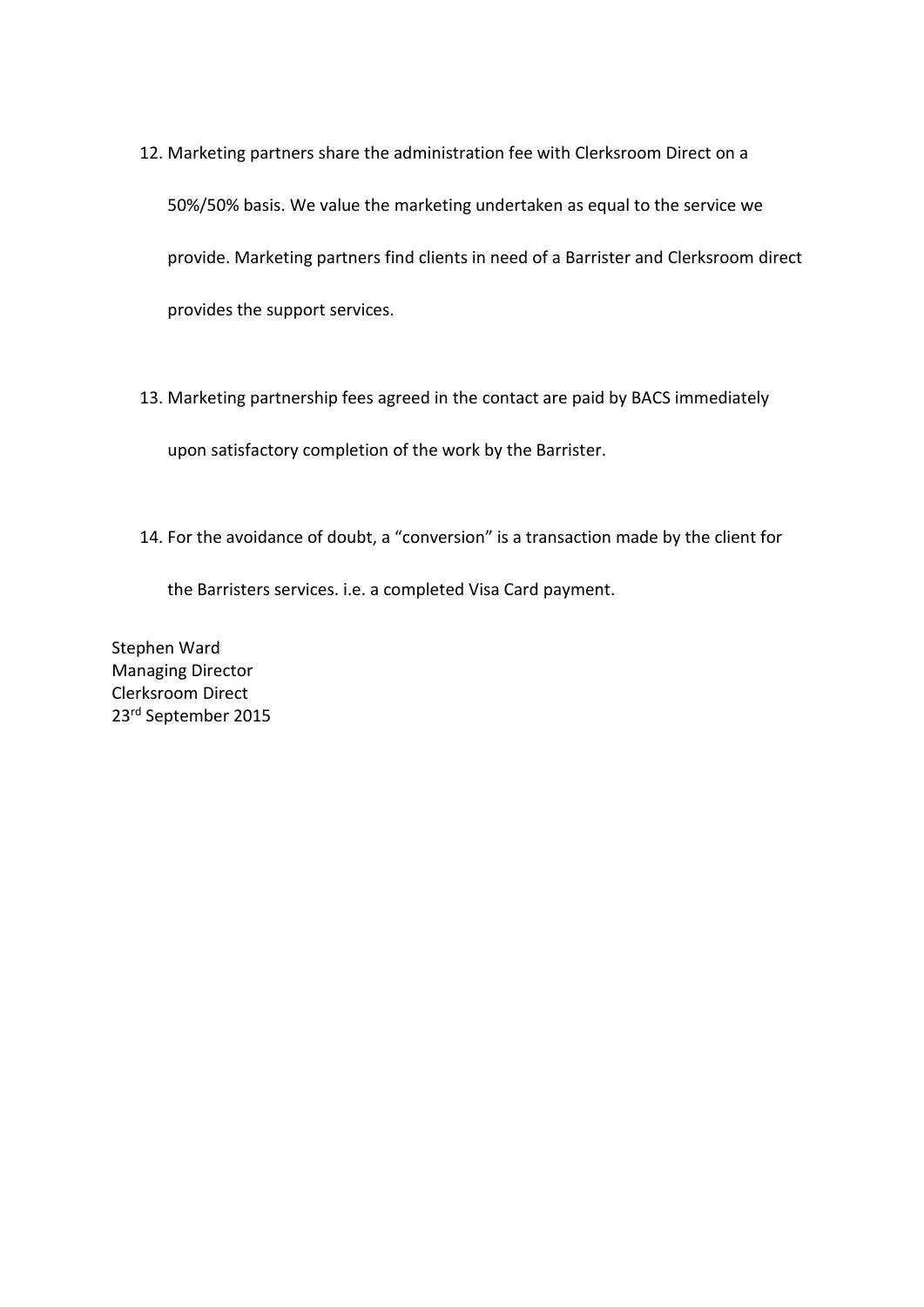12. Marketing partners share the administration fee with Clerksroom Direct on a 50%/50% basis. We value the marketing undertaken as equal to the service we provide. Marketing partners find clients in need of a Barrister and Clerksroom direct provides the support services.

13. Marketing partnership fees agreed in the contact are paid by BACS immediately upon satisfactory completion of the work by the Barrister.

14. For the avoidance of doubt, a "conversion" is a transaction made by the client for the Barristers services. i.e. a completed Visa Card payment.

Stephen Ward
Managing Director
Clerksroom Direct
23rd September 2015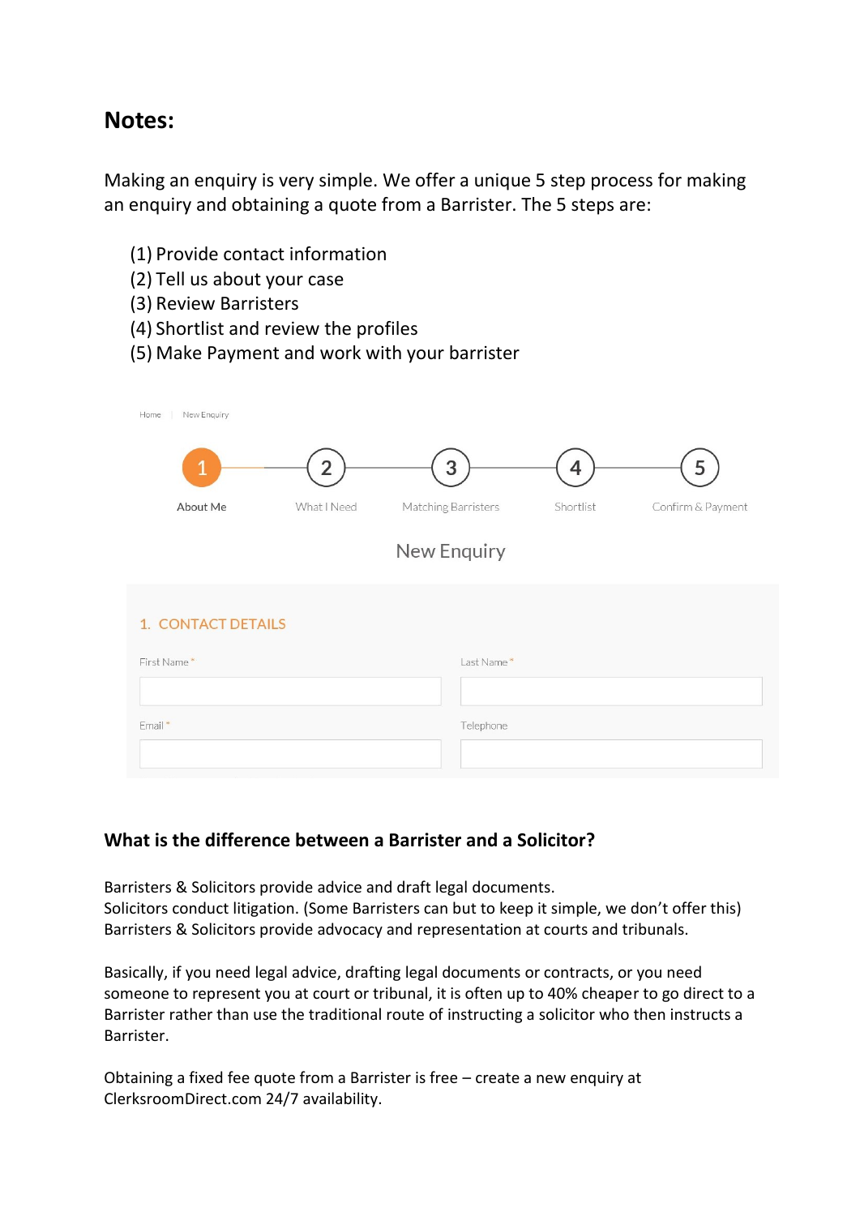## Notes:

Making an enquiry is very simple. We offer a unique 5 step process for making an enquiry and obtaining a quote from a Barrister. The 5 steps are:

(1) Provide contact information
(2) Tell us about your case
(3) Review Barristers
(4) Shortlist and review the profiles
(5) Make Payment and work with your barrister

Home | New Enquiry

1 About Me — 2 What I Need — 3 Matching Barristers — 4 Shortlist — 5 Confirm & Payment

New Enquiry

1. CONTACT DETAILS

First Name *

Last Name *

Email *

Telephone

### What is the difference between a Barrister and a Solicitor?

Barristers & Solicitors provide advice and draft legal documents.
Solicitors conduct litigation. (Some Barristers can but to keep it simple, we don't offer this)
Barristers & Solicitors provide advocacy and representation at courts and tribunals.

Basically, if you need legal advice, drafting legal documents or contracts, or you need someone to represent you at court or tribunal, it is often up to 40% cheaper to go direct to a Barrister rather than use the traditional route of instructing a solicitor who then instructs a Barrister.

Obtaining a fixed fee quote from a Barrister is free – create a new enquiry at ClerksroomDirect.com 24/7 availability.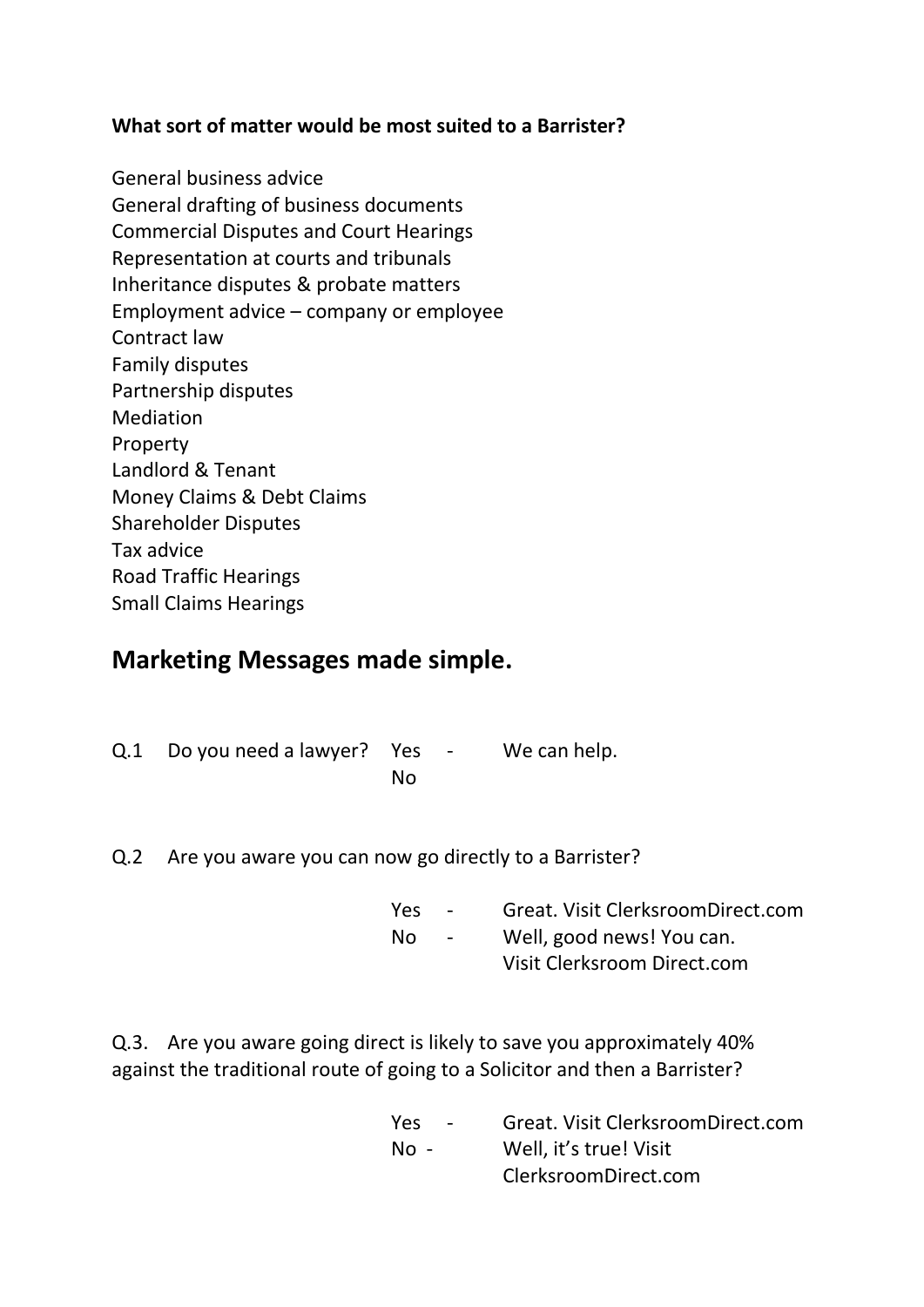**What sort of matter would be most suited to a Barrister?**

General business advice
General drafting of business documents
Commercial Disputes and Court Hearings
Representation at courts and tribunals
Inheritance disputes & probate matters
Employment advice – company or employee
Contract law
Family disputes
Partnership disputes
Mediation
Property
Landlord & Tenant
Money Claims & Debt Claims
Shareholder Disputes
Tax advice
Road Traffic Hearings
Small Claims Hearings

## Marketing Messages made simple.

Q.1 Do you need a lawyer?

- Yes - We can help.
- No

Q.2 Are you aware you can now go directly to a Barrister?

- Yes - Great. Visit ClerksroomDirect.com
- No - Well, good news! You can. Visit Clerksroom Direct.com

Q.3. Are you aware going direct is likely to save you approximately 40% against the traditional route of going to a Solicitor and then a Barrister?

- Yes - Great. Visit ClerksroomDirect.com
- No - Well, it's true! Visit ClerksroomDirect.com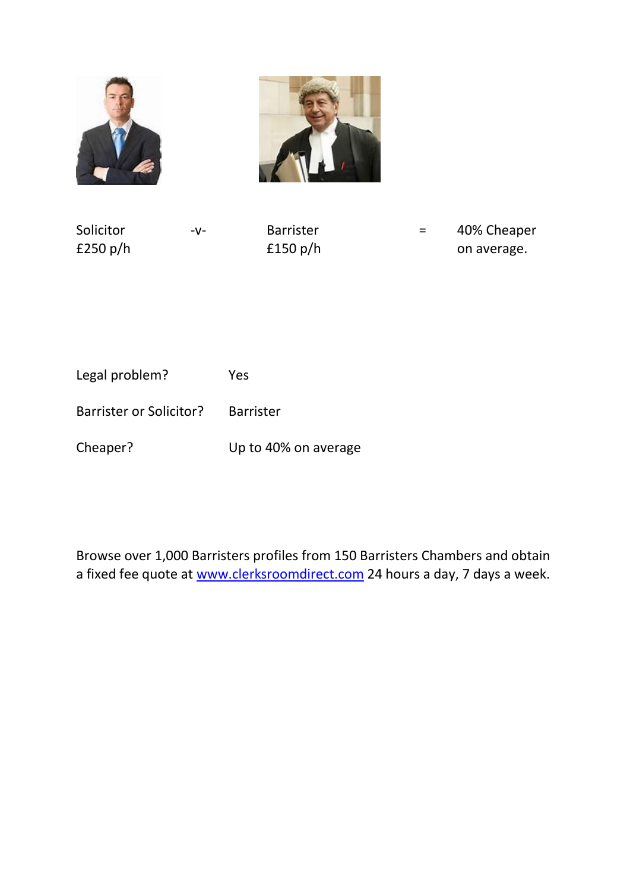| | | | | |
|---|---|---|---|---|
| Solicitor<br>£250 p/h | -v- | Barrister<br>£150 p/h | = | 40% Cheaper<br>on average. |

| | |
|---|---|
| Legal problem? | Yes |
| Barrister or Solicitor? | Barrister |
| Cheaper? | Up to 40% on average |

Browse over 1,000 Barristers profiles from 150 Barristers Chambers and obtain a fixed fee quote at [www.clerksroomdirect.com](http://www.clerksroomdirect.com) 24 hours a day, 7 days a week.